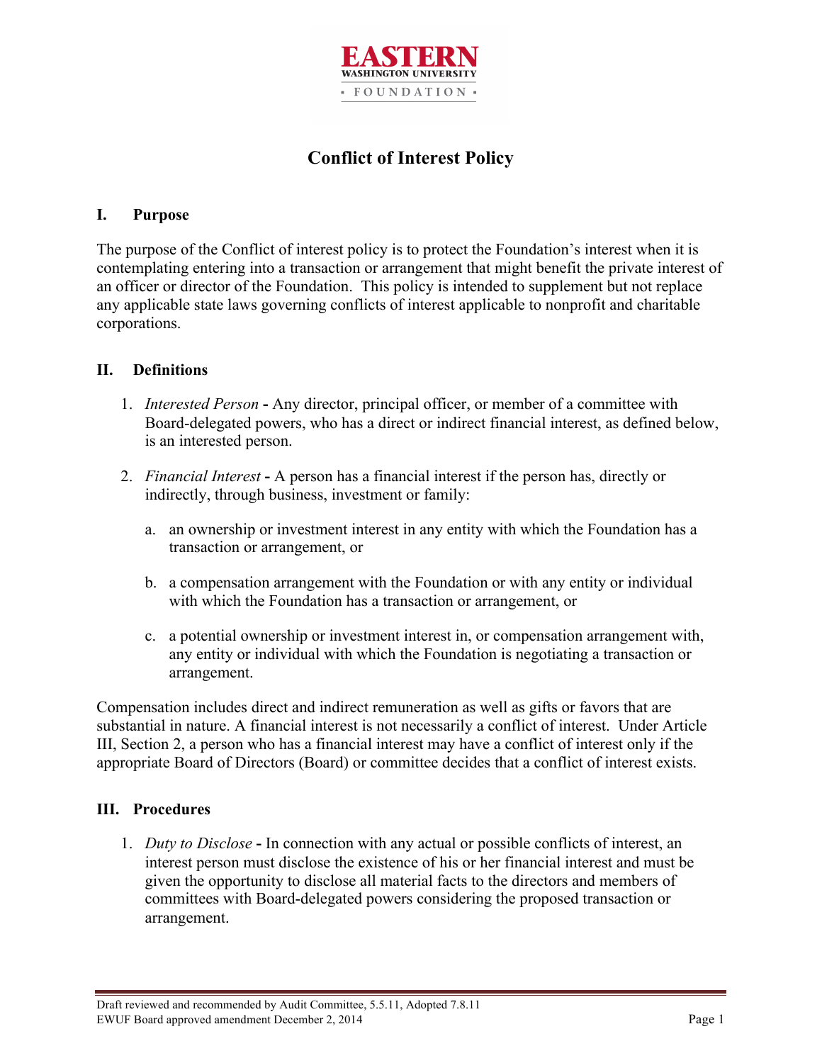EASTERN
WASHINGTON UNIVERSITY
FOUNDATION

# Conflict of Interest Policy

## I. Purpose

The purpose of the Conflict of interest policy is to protect the Foundation's interest when it is contemplating entering into a transaction or arrangement that might benefit the private interest of an officer or director of the Foundation. This policy is intended to supplement but not replace any applicable state laws governing conflicts of interest applicable to nonprofit and charitable corporations.

## II. Definitions

1. *Interested Person* **-** Any director, principal officer, or member of a committee with Board-delegated powers, who has a direct or indirect financial interest, as defined below, is an interested person.

2. *Financial Interest* **-** A person has a financial interest if the person has, directly or indirectly, through business, investment or family:

   a. an ownership or investment interest in any entity with which the Foundation has a transaction or arrangement, or

   b. a compensation arrangement with the Foundation or with any entity or individual with which the Foundation has a transaction or arrangement, or

   c. a potential ownership or investment interest in, or compensation arrangement with, any entity or individual with which the Foundation is negotiating a transaction or arrangement.

Compensation includes direct and indirect remuneration as well as gifts or favors that are substantial in nature. A financial interest is not necessarily a conflict of interest. Under Article III, Section 2, a person who has a financial interest may have a conflict of interest only if the appropriate Board of Directors (Board) or committee decides that a conflict of interest exists.

## III. Procedures

1. *Duty to Disclose* **-** In connection with any actual or possible conflicts of interest, an interest person must disclose the existence of his or her financial interest and must be given the opportunity to disclose all material facts to the directors and members of committees with Board-delegated powers considering the proposed transaction or arrangement.

Draft reviewed and recommended by Audit Committee, 5.5.11, Adopted 7.8.11
EWUF Board approved amendment December 2, 2014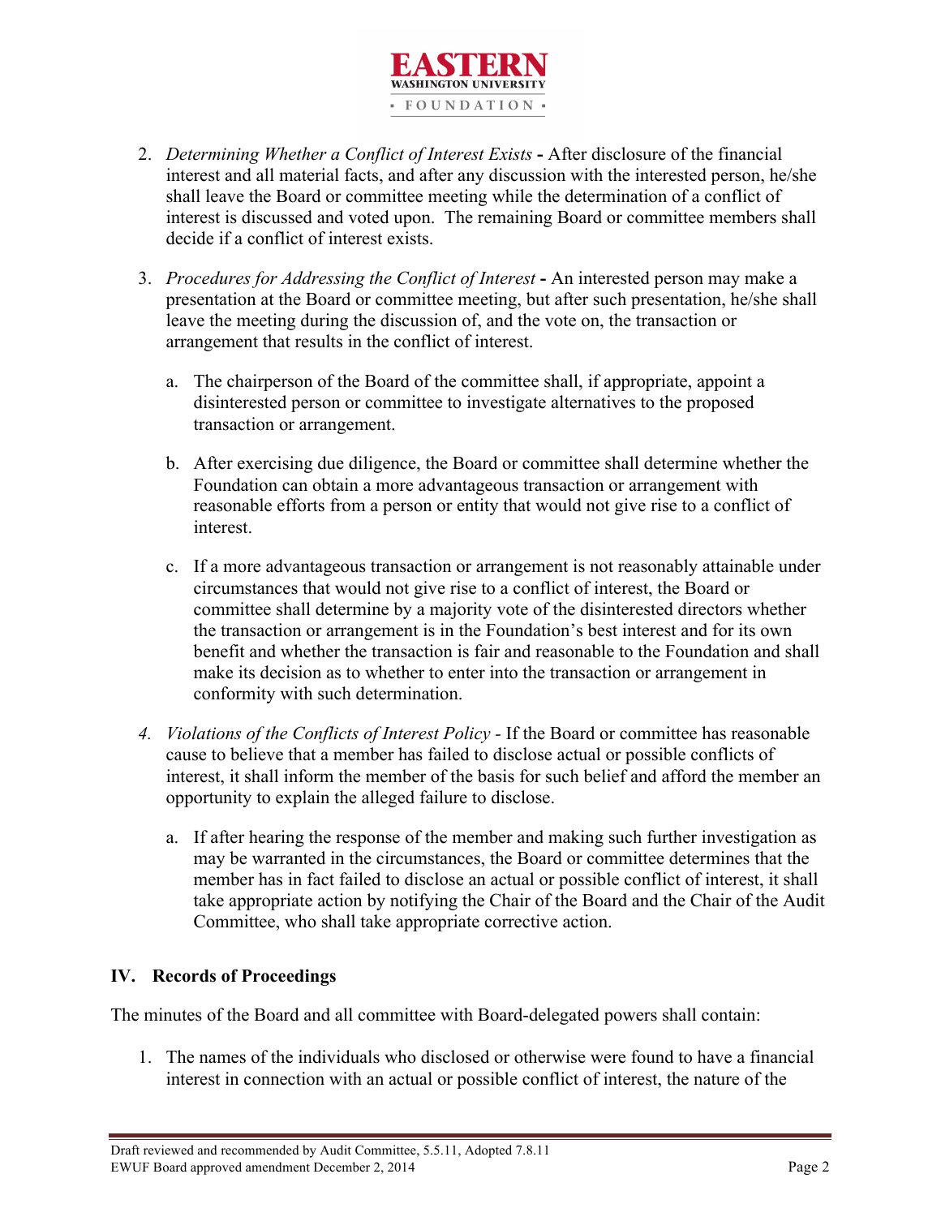2. *Determining Whether a Conflict of Interest Exists* **-** After disclosure of the financial interest and all material facts, and after any discussion with the interested person, he/she shall leave the Board or committee meeting while the determination of a conflict of interest is discussed and voted upon. The remaining Board or committee members shall decide if a conflict of interest exists.

3. *Procedures for Addressing the Conflict of Interest* **-** An interested person may make a presentation at the Board or committee meeting, but after such presentation, he/she shall leave the meeting during the discussion of, and the vote on, the transaction or arrangement that results in the conflict of interest.

   a. The chairperson of the Board of the committee shall, if appropriate, appoint a disinterested person or committee to investigate alternatives to the proposed transaction or arrangement.

   b. After exercising due diligence, the Board or committee shall determine whether the Foundation can obtain a more advantageous transaction or arrangement with reasonable efforts from a person or entity that would not give rise to a conflict of interest.

   c. If a more advantageous transaction or arrangement is not reasonably attainable under circumstances that would not give rise to a conflict of interest, the Board or committee shall determine by a majority vote of the disinterested directors whether the transaction or arrangement is in the Foundation's best interest and for its own benefit and whether the transaction is fair and reasonable to the Foundation and shall make its decision as to whether to enter into the transaction or arrangement in conformity with such determination.

4. *Violations of the Conflicts of Interest Policy* - If the Board or committee has reasonable cause to believe that a member has failed to disclose actual or possible conflicts of interest, it shall inform the member of the basis for such belief and afford the member an opportunity to explain the alleged failure to disclose.

   a. If after hearing the response of the member and making such further investigation as may be warranted in the circumstances, the Board or committee determines that the member has in fact failed to disclose an actual or possible conflict of interest, it shall take appropriate action by notifying the Chair of the Board and the Chair of the Audit Committee, who shall take appropriate corrective action.

## IV. Records of Proceedings

The minutes of the Board and all committee with Board-delegated powers shall contain:

1. The names of the individuals who disclosed or otherwise were found to have a financial interest in connection with an actual or possible conflict of interest, the nature of the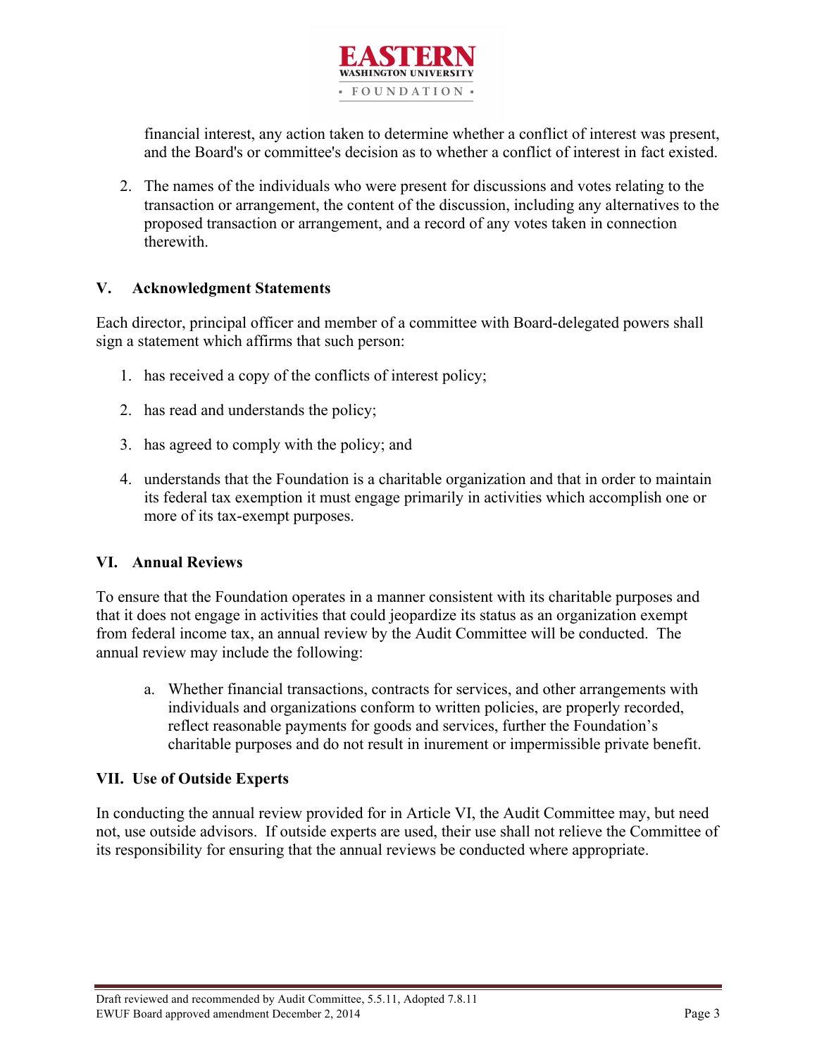financial interest, any action taken to determine whether a conflict of interest was present, and the Board's or committee's decision as to whether a conflict of interest in fact existed.

2. The names of the individuals who were present for discussions and votes relating to the transaction or arrangement, the content of the discussion, including any alternatives to the proposed transaction or arrangement, and a record of any votes taken in connection therewith.

## V. Acknowledgment Statements

Each director, principal officer and member of a committee with Board-delegated powers shall sign a statement which affirms that such person:

1. has received a copy of the conflicts of interest policy;
2. has read and understands the policy;
3. has agreed to comply with the policy; and
4. understands that the Foundation is a charitable organization and that in order to maintain its federal tax exemption it must engage primarily in activities which accomplish one or more of its tax-exempt purposes.

## VI. Annual Reviews

To ensure that the Foundation operates in a manner consistent with its charitable purposes and that it does not engage in activities that could jeopardize its status as an organization exempt from federal income tax, an annual review by the Audit Committee will be conducted. The annual review may include the following:

a. Whether financial transactions, contracts for services, and other arrangements with individuals and organizations conform to written policies, are properly recorded, reflect reasonable payments for goods and services, further the Foundation's charitable purposes and do not result in inurement or impermissible private benefit.

## VII. Use of Outside Experts

In conducting the annual review provided for in Article VI, the Audit Committee may, but need not, use outside advisors. If outside experts are used, their use shall not relieve the Committee of its responsibility for ensuring that the annual reviews be conducted where appropriate.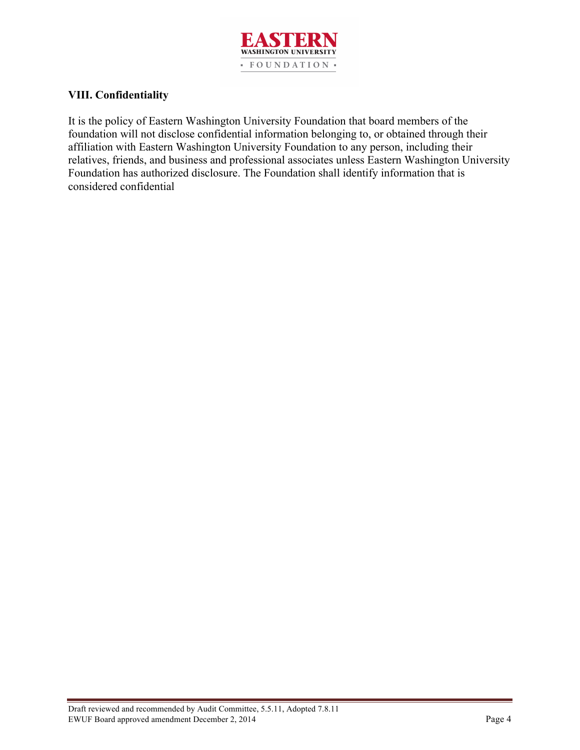### VIII. Confidentiality

It is the policy of Eastern Washington University Foundation that board members of the foundation will not disclose confidential information belonging to, or obtained through their affiliation with Eastern Washington University Foundation to any person, including their relatives, friends, and business and professional associates unless Eastern Washington University Foundation has authorized disclosure. The Foundation shall identify information that is considered confidential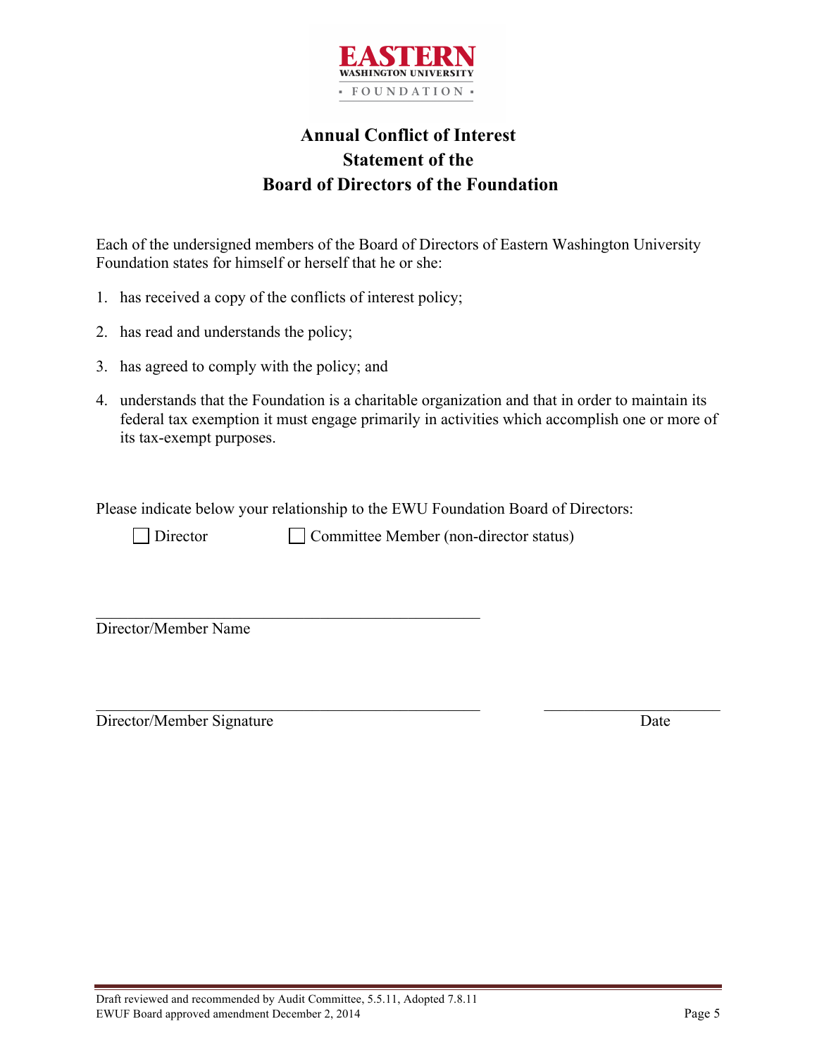EASTERN
WASHINGTON UNIVERSITY
FOUNDATION

# Annual Conflict of Interest Statement of the Board of Directors of the Foundation

Each of the undersigned members of the Board of Directors of Eastern Washington University Foundation states for himself or herself that he or she:

1. has received a copy of the conflicts of interest policy;
2. has read and understands the policy;
3. has agreed to comply with the policy; and
4. understands that the Foundation is a charitable organization and that in order to maintain its federal tax exemption it must engage primarily in activities which accomplish one or more of its tax-exempt purposes.

Please indicate below your relationship to the EWU Foundation Board of Directors:

☐ Director ☐ Committee Member (non-director status)

\_\_\_\_\_\_\_\_\_\_\_\_\_\_\_\_\_\_\_\_\_\_\_\_\_\_\_\_\_\_\_\_\_\_\_\_\_\_\_\_
Director/Member Name

\_\_\_\_\_\_\_\_\_\_\_\_\_\_\_\_\_\_\_\_\_\_\_\_\_\_\_\_\_\_\_\_\_\_\_\_\_\_\_\_ \_\_\_\_\_\_\_\_\_\_\_\_\_\_\_\_\_\_\_\_
Director/Member Signature Date

Draft reviewed and recommended by Audit Committee, 5.5.11, Adopted 7.8.11
EWUF Board approved amendment December 2, 2014